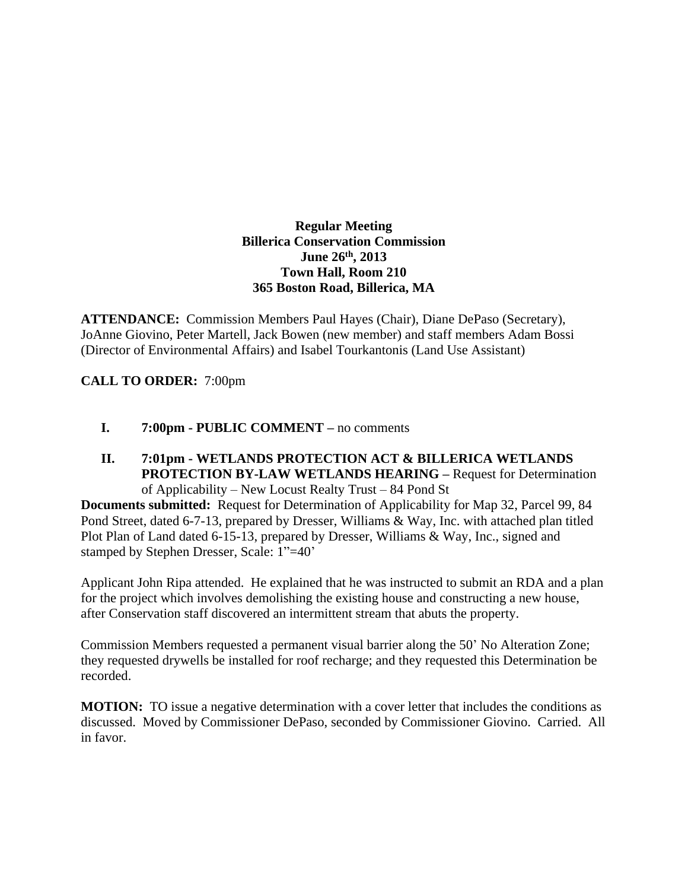**Regular Meeting**
**Billerica Conservation Commission**
**June 26th, 2013**
**Town Hall, Room 210**
**365 Boston Road, Billerica, MA**

**ATTENDANCE:** Commission Members Paul Hayes (Chair), Diane DePaso (Secretary), JoAnne Giovino, Peter Martell, Jack Bowen (new member) and staff members Adam Bossi (Director of Environmental Affairs) and Isabel Tourkantonis (Land Use Assistant)

**CALL TO ORDER:** 7:00pm

**I. 7:00pm - PUBLIC COMMENT –** no comments

**II. 7:01pm - WETLANDS PROTECTION ACT & BILLERICA WETLANDS PROTECTION BY-LAW WETLANDS HEARING –** Request for Determination of Applicability – New Locust Realty Trust – 84 Pond St

**Documents submitted:** Request for Determination of Applicability for Map 32, Parcel 99, 84 Pond Street, dated 6-7-13, prepared by Dresser, Williams & Way, Inc. with attached plan titled Plot Plan of Land dated 6-15-13, prepared by Dresser, Williams & Way, Inc., signed and stamped by Stephen Dresser, Scale: 1"=40'

Applicant John Ripa attended. He explained that he was instructed to submit an RDA and a plan for the project which involves demolishing the existing house and constructing a new house, after Conservation staff discovered an intermittent stream that abuts the property.

Commission Members requested a permanent visual barrier along the 50' No Alteration Zone; they requested drywells be installed for roof recharge; and they requested this Determination be recorded.

**MOTION:** TO issue a negative determination with a cover letter that includes the conditions as discussed. Moved by Commissioner DePaso, seconded by Commissioner Giovino. Carried. All in favor.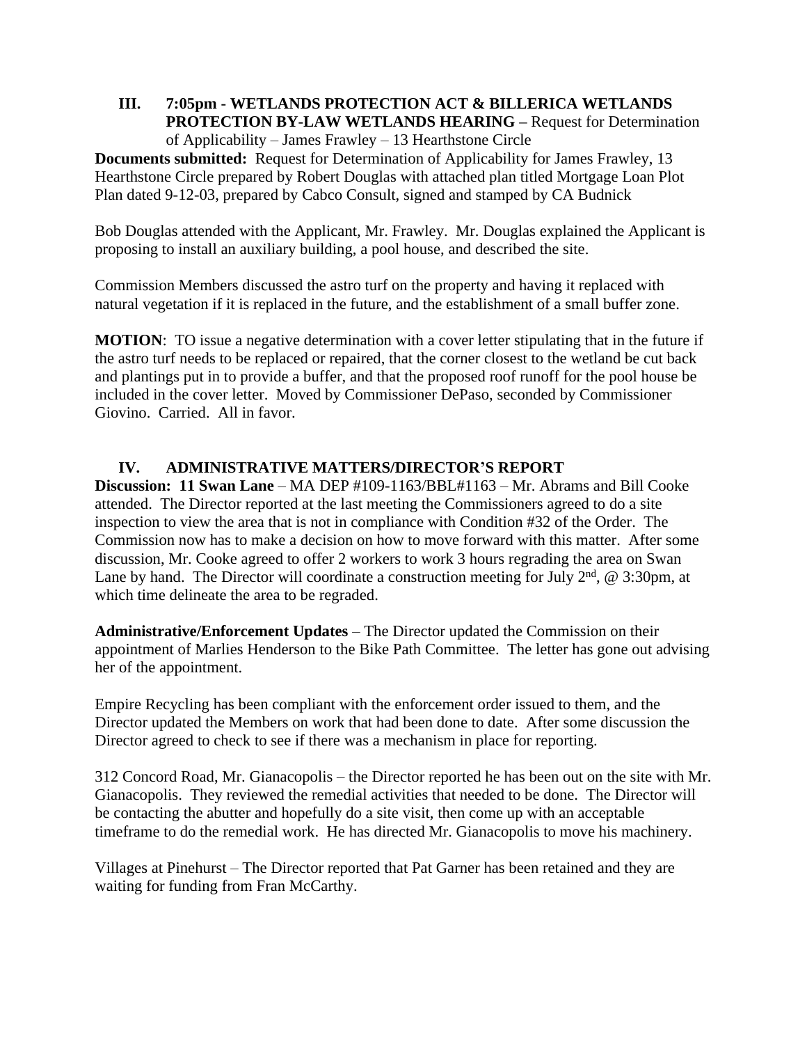## III. 7:05pm - WETLANDS PROTECTION ACT & BILLERICA WETLANDS PROTECTION BY-LAW WETLANDS HEARING – Request for Determination of Applicability – James Frawley – 13 Hearthstone Circle

**Documents submitted:** Request for Determination of Applicability for James Frawley, 13 Hearthstone Circle prepared by Robert Douglas with attached plan titled Mortgage Loan Plot Plan dated 9-12-03, prepared by Cabco Consult, signed and stamped by CA Budnick

Bob Douglas attended with the Applicant, Mr. Frawley. Mr. Douglas explained the Applicant is proposing to install an auxiliary building, a pool house, and described the site.

Commission Members discussed the astro turf on the property and having it replaced with natural vegetation if it is replaced in the future, and the establishment of a small buffer zone.

**MOTION**: TO issue a negative determination with a cover letter stipulating that in the future if the astro turf needs to be replaced or repaired, that the corner closest to the wetland be cut back and plantings put in to provide a buffer, and that the proposed roof runoff for the pool house be included in the cover letter. Moved by Commissioner DePaso, seconded by Commissioner Giovino. Carried. All in favor.

## IV. ADMINISTRATIVE MATTERS/DIRECTOR'S REPORT

**Discussion: 11 Swan Lane** – MA DEP #109-1163/BBL#1163 – Mr. Abrams and Bill Cooke attended. The Director reported at the last meeting the Commissioners agreed to do a site inspection to view the area that is not in compliance with Condition #32 of the Order. The Commission now has to make a decision on how to move forward with this matter. After some discussion, Mr. Cooke agreed to offer 2 workers to work 3 hours regrading the area on Swan Lane by hand. The Director will coordinate a construction meeting for July 2nd, @ 3:30pm, at which time delineate the area to be regraded.

**Administrative/Enforcement Updates** – The Director updated the Commission on their appointment of Marlies Henderson to the Bike Path Committee. The letter has gone out advising her of the appointment.

Empire Recycling has been compliant with the enforcement order issued to them, and the Director updated the Members on work that had been done to date. After some discussion the Director agreed to check to see if there was a mechanism in place for reporting.

312 Concord Road, Mr. Gianacopolis – the Director reported he has been out on the site with Mr. Gianacopolis. They reviewed the remedial activities that needed to be done. The Director will be contacting the abutter and hopefully do a site visit, then come up with an acceptable timeframe to do the remedial work. He has directed Mr. Gianacopolis to move his machinery.

Villages at Pinehurst – The Director reported that Pat Garner has been retained and they are waiting for funding from Fran McCarthy.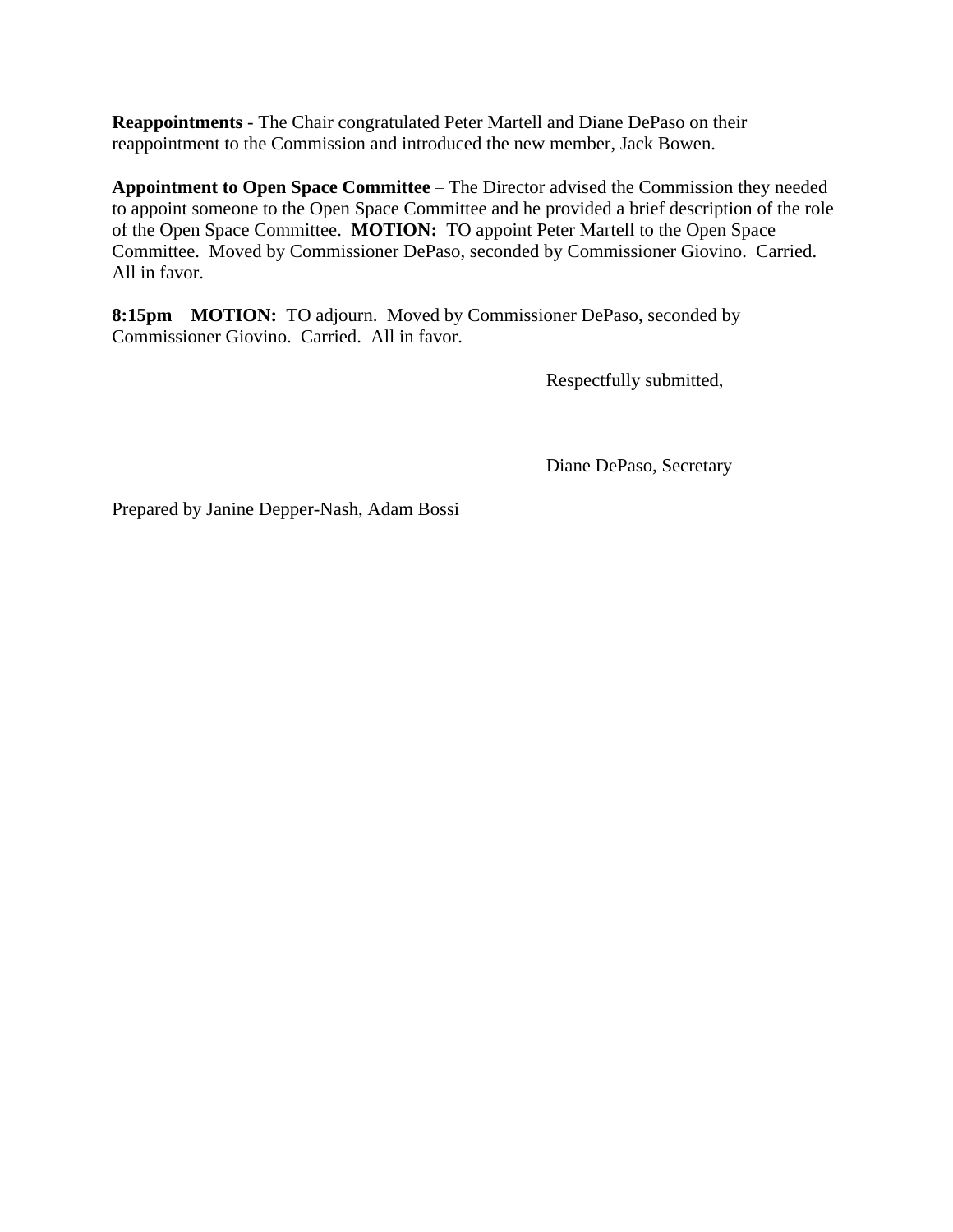**Reappointments** - The Chair congratulated Peter Martell and Diane DePaso on their reappointment to the Commission and introduced the new member, Jack Bowen.

**Appointment to Open Space Committee** – The Director advised the Commission they needed to appoint someone to the Open Space Committee and he provided a brief description of the role of the Open Space Committee. **MOTION:** TO appoint Peter Martell to the Open Space Committee. Moved by Commissioner DePaso, seconded by Commissioner Giovino. Carried. All in favor.

**8:15pm MOTION:** TO adjourn. Moved by Commissioner DePaso, seconded by Commissioner Giovino. Carried. All in favor.

Respectfully submitted,

Diane DePaso, Secretary

Prepared by Janine Depper-Nash, Adam Bossi